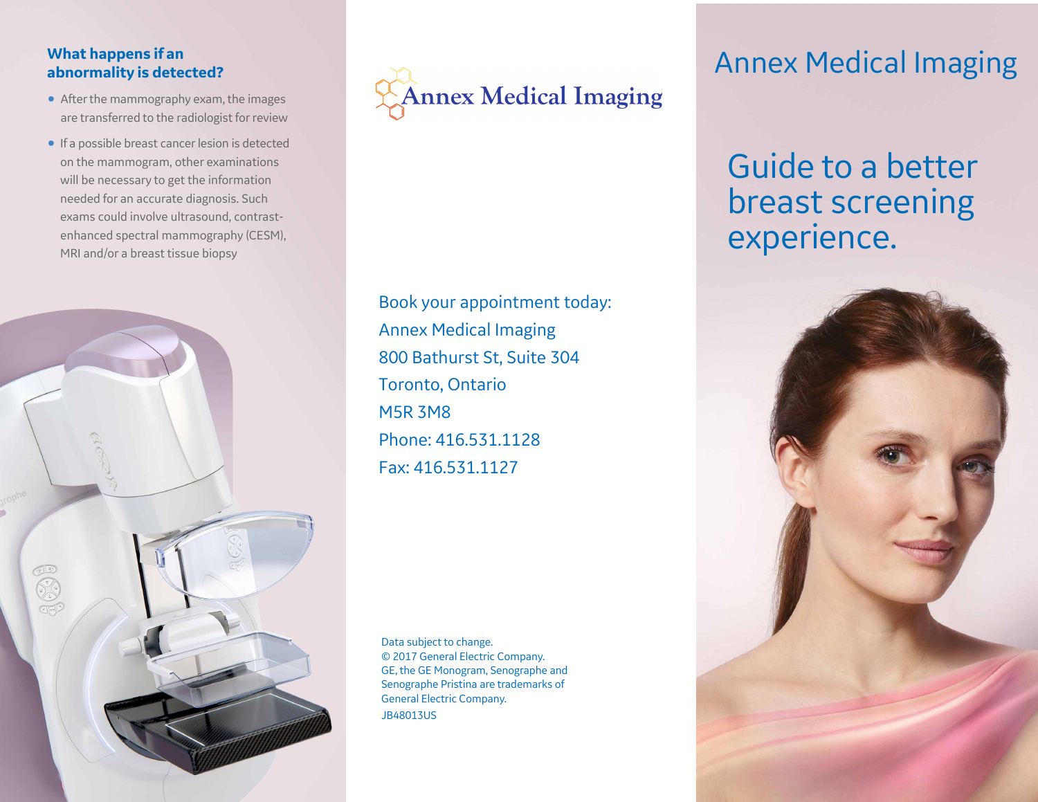## What happens if an abnormality is detected?

- After the mammography exam, the images are transferred to the radiologist for review
- If a possible breast cancer lesion is detected on the mammogram, other examinations will be necessary to get the information needed for an accurate diagnosis. Such exams could involve ultrasound, contrast-enhanced spectral mammography (CESM), MRI and/or a breast tissue biopsy

Annex Medical Imaging

Book your appointment today:
Annex Medical Imaging
800 Bathurst St, Suite 304
Toronto, Ontario
M5R 3M8
Phone: 416.531.1128
Fax: 416.531.1127

Data subject to change.
© 2017 General Electric Company.
GE, the GE Monogram, Senographe and Senographe Pristina are trademarks of General Electric Company.
JB48013US

# Annex Medical Imaging

## Guide to a better breast screening experience.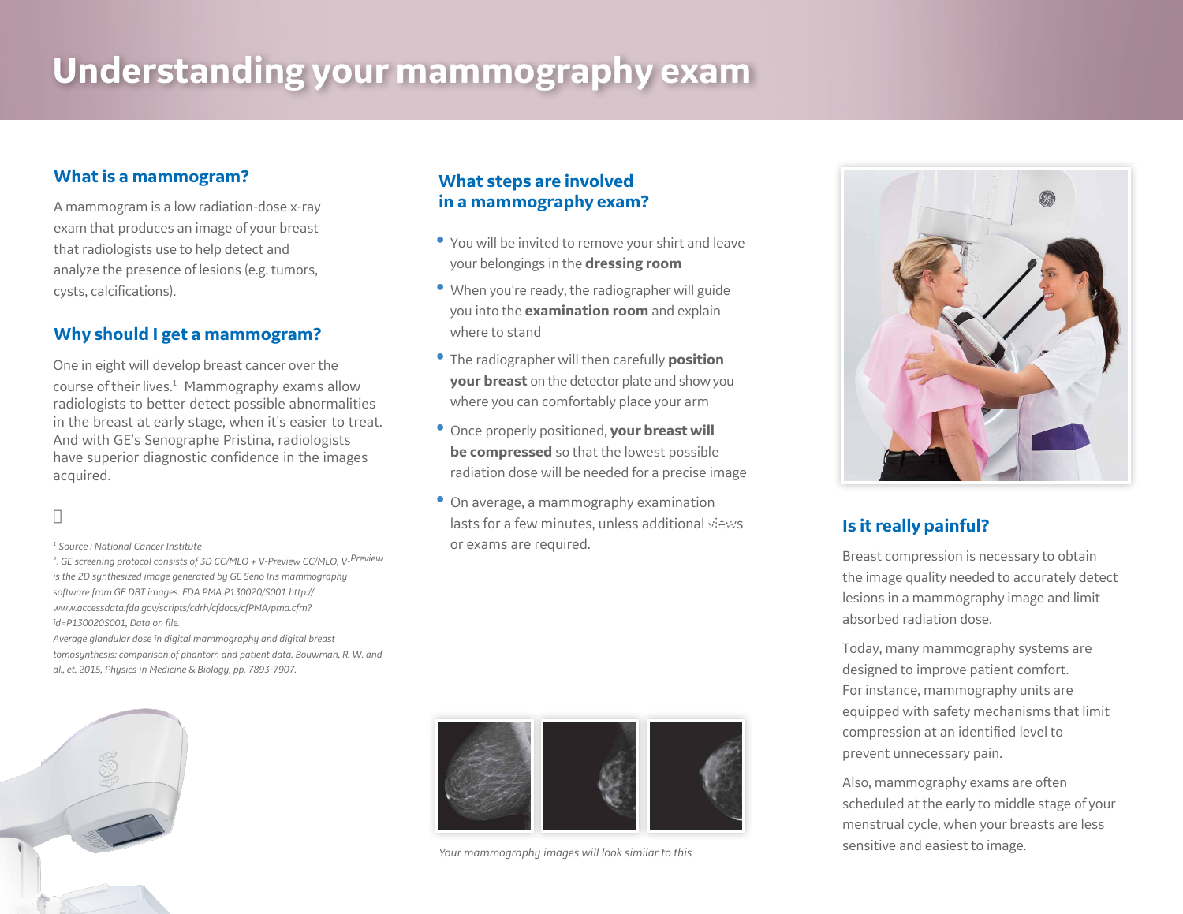# Understanding your mammography exam

## What is a mammogram?

A mammogram is a low radiation-dose x-ray exam that produces an image of your breast that radiologists use to help detect and analyze the presence of lesions (e.g. tumors, cysts, calcifications).

## Why should I get a mammogram?

One in eight will develop breast cancer over the course of their lives.[1] Mammography exams allow radiologists to better detect possible abnormalities in the breast at early stage, when it's easier to treat. And with GE's Senographe Pristina, radiologists have superior diagnostic confidence in the images acquired.

[1] Source : National Cancer Institute

[2]. GE screening protocol consists of 3D CC/MLO + V-Preview CC/MLO, V-Preview is the 2D synthesized image generated by GE Seno Iris mammography software from GE DBT images. FDA PMA P130020/S001 http://www.accessdata.fda.gov/scripts/cdrh/cfdocs/cfPMA/pma.cfm?id=P130020S001, Data on file.

Average glandular dose in digital mammography and digital breast tomosynthesis: comparison of phantom and patient data. Bouwman, R. W. and al., et. 2015, Physics in Medicine & Biology, pp. 7893-7907.

## What steps are involved in a mammography exam?

- You will be invited to remove your shirt and leave your belongings in the **dressing room**
- When you're ready, the radiographer will guide you into the **examination room** and explain where to stand
- The radiographer will then carefully **position your breast** on the detector plate and show you where you can comfortably place your arm
- Once properly positioned, **your breast will be compressed** so that the lowest possible radiation dose will be needed for a precise image
- On average, a mammography examination lasts for a few minutes, unless additional views or exams are required.

*Your mammography images will look similar to this*

## Is it really painful?

Breast compression is necessary to obtain the image quality needed to accurately detect lesions in a mammography image and limit absorbed radiation dose.

Today, many mammography systems are designed to improve patient comfort. For instance, mammography units are equipped with safety mechanisms that limit compression at an identified level to prevent unnecessary pain.

Also, mammography exams are often scheduled at the early to middle stage of your menstrual cycle, when your breasts are less sensitive and easiest to image.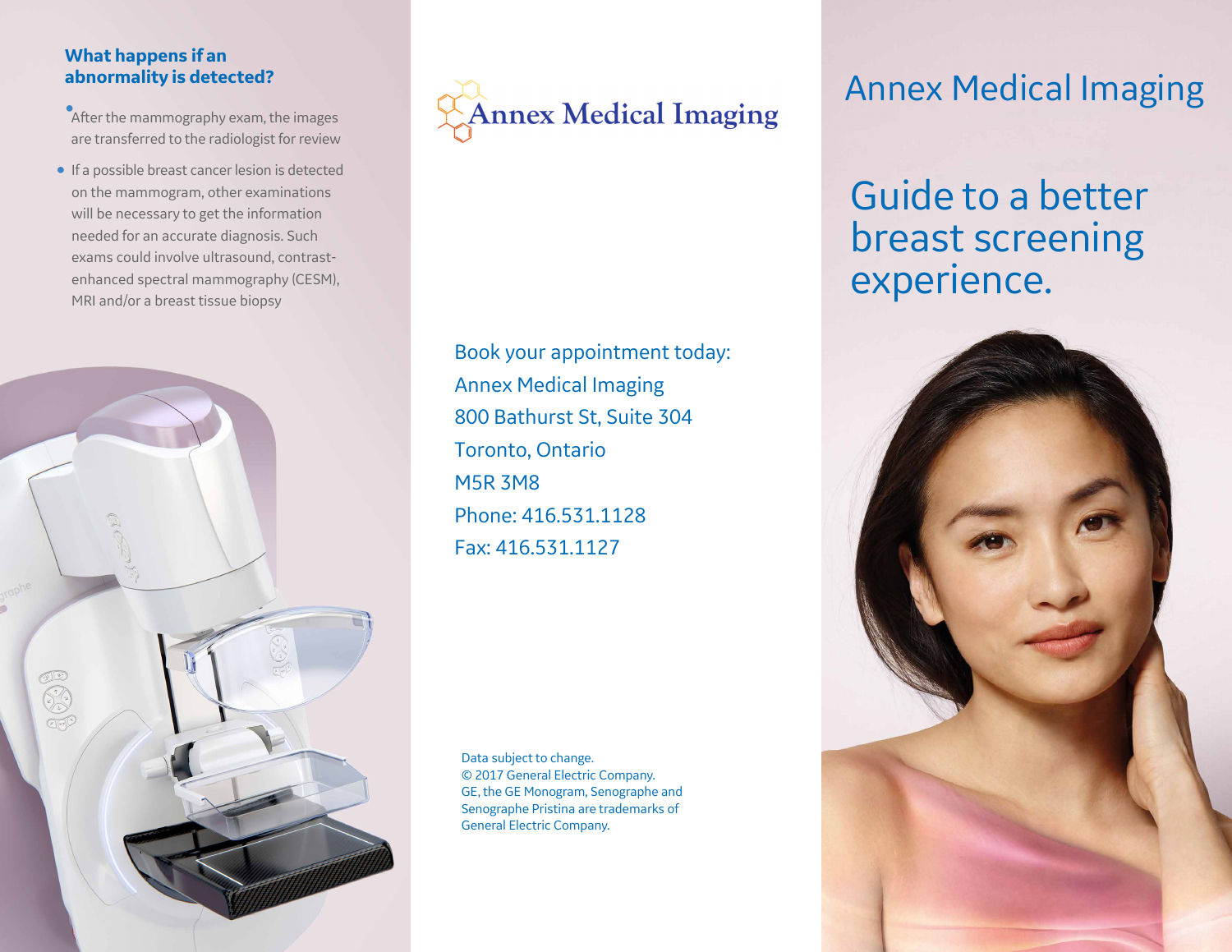## What happens if an abnormality is detected?

- After the mammography exam, the images are transferred to the radiologist for review
- If a possible breast cancer lesion is detected on the mammogram, other examinations will be necessary to get the information needed for an accurate diagnosis. Such exams could involve ultrasound, contrast-enhanced spectral mammography (CESM), MRI and/or a breast tissue biopsy

Annex Medical Imaging

Book your appointment today:
Annex Medical Imaging
800 Bathurst St, Suite 304
Toronto, Ontario
M5R 3M8
Phone: 416.531.1128
Fax: 416.531.1127

Data subject to change.
© 2017 General Electric Company.
GE, the GE Monogram, Senographe and Senographe Pristina are trademarks of General Electric Company.

# Annex Medical Imaging

## Guide to a better breast screening experience.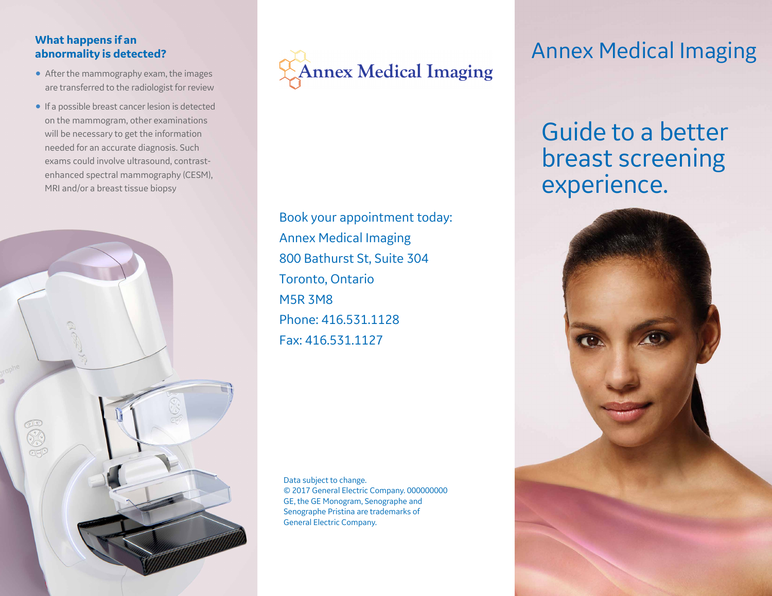## What happens if an abnormality is detected?

- After the mammography exam, the images are transferred to the radiologist for review
- If a possible breast cancer lesion is detected on the mammogram, other examinations will be necessary to get the information needed for an accurate diagnosis. Such exams could involve ultrasound, contrast-enhanced spectral mammography (CESM), MRI and/or a breast tissue biopsy

Annex Medical Imaging

Book your appointment today:
Annex Medical Imaging
800 Bathurst St, Suite 304
Toronto, Ontario
M5R 3M8
Phone: 416.531.1128
Fax: 416.531.1127

Data subject to change.
© 2017 General Electric Company. 000000000
GE, the GE Monogram, Senographe and Senographe Pristina are trademarks of General Electric Company.

# Annex Medical Imaging

## Guide to a better breast screening experience.